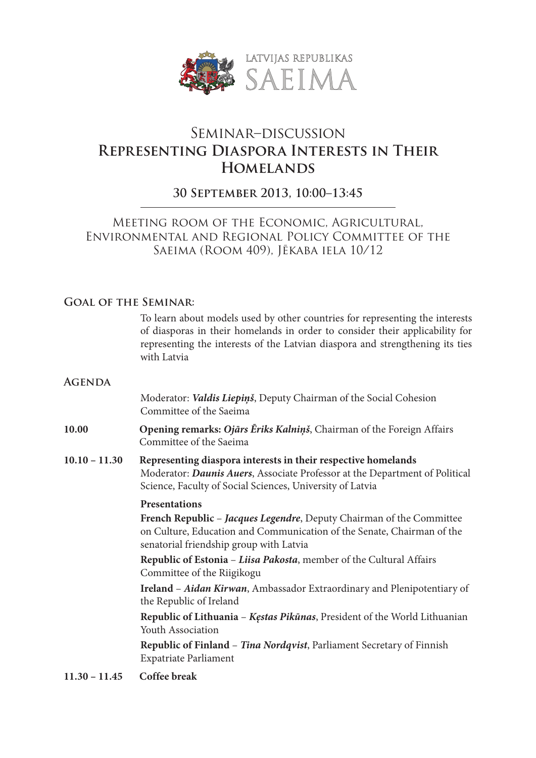LATVIJAS REPUBLIKAS SAEIMA

# Seminar–discussion
# Representing Diaspora Interests in Their Homelands

## 30 September 2013, 10:00–13:45

Meeting room of the Economic, Agricultural, Environmental and Regional Policy Committee of the Saeima (Room 409), Jēkaba iela 10/12

### Goal of the Seminar:

To learn about models used by other countries for representing the interests of diasporas in their homelands in order to consider their applicability for representing the interests of the Latvian diaspora and strengthening its ties with Latvia

### Agenda

Moderator: ***Valdis Liepiņš***, Deputy Chairman of the Social Cohesion Committee of the Saeima

**10.00** **Opening remarks:** ***Ojārs Ēriks Kalniņš***, Chairman of the Foreign Affairs Committee of the Saeima

**10.10 – 11.30** **Representing diaspora interests in their respective homelands**
Moderator: ***Daunis Auers***, Associate Professor at the Department of Political Science, Faculty of Social Sciences, University of Latvia

**Presentations**

**French Republic** – ***Jacques Legendre***, Deputy Chairman of the Committee on Culture, Education and Communication of the Senate, Chairman of the senatorial friendship group with Latvia

**Republic of Estonia** – ***Liisa Pakosta***, member of the Cultural Affairs Committee of the Riigikogu

**Ireland** – ***Aidan Kirwan***, Ambassador Extraordinary and Plenipotentiary of the Republic of Ireland

**Republic of Lithuania** – ***Kęstas Pikūnas***, President of the World Lithuanian Youth Association

**Republic of Finland** – ***Tina Nordqvist***, Parliament Secretary of Finnish Expatriate Parliament

**11.30 – 11.45** **Coffee break**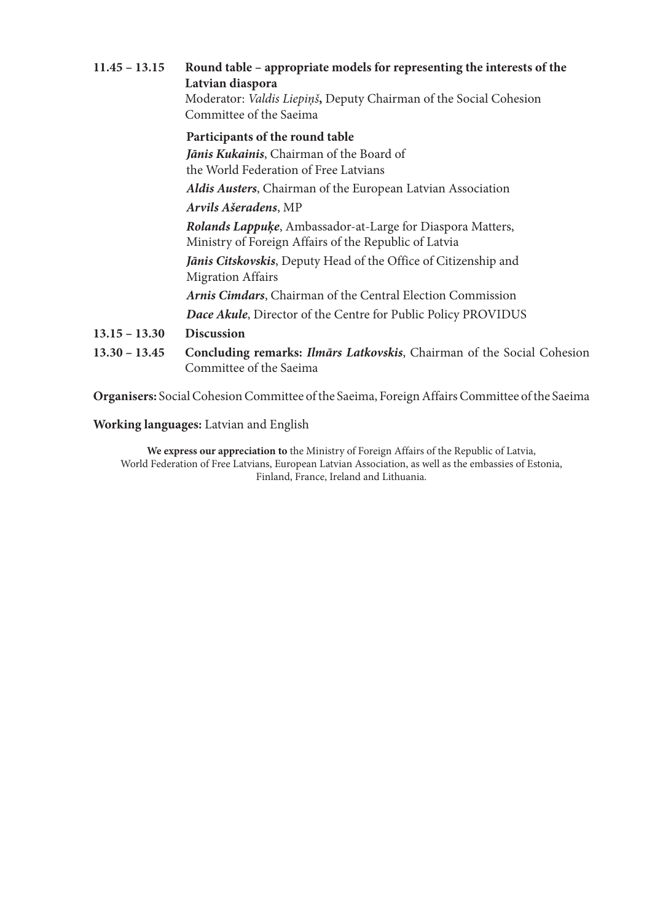**11.45 – 13.15** **Round table – appropriate models for representing the interests of the Latvian diaspora**

Moderator: *Valdis Liepiņš*, Deputy Chairman of the Social Cohesion Committee of the Saeima

**Participants of the round table**

***Jānis Kukainis***, Chairman of the Board of the World Federation of Free Latvians

***Aldis Austers***, Chairman of the European Latvian Association

***Arvils Ašeradens***, MP

***Rolands Lappuķe***, Ambassador-at-Large for Diaspora Matters, Ministry of Foreign Affairs of the Republic of Latvia

***Jānis Citskovskis***, Deputy Head of the Office of Citizenship and Migration Affairs

***Arnis Cimdars***, Chairman of the Central Election Commission

***Dace Akule***, Director of the Centre for Public Policy PROVIDUS

**13.15 – 13.30** **Discussion**

**13.30 – 13.45** **Concluding remarks: *Ilmārs Latkovskis***, Chairman of the Social Cohesion Committee of the Saeima

**Organisers:** Social Cohesion Committee of the Saeima, Foreign Affairs Committee of the Saeima

**Working languages:** Latvian and English

**We express our appreciation to** the Ministry of Foreign Affairs of the Republic of Latvia, World Federation of Free Latvians, European Latvian Association, as well as the embassies of Estonia, Finland, France, Ireland and Lithuania.